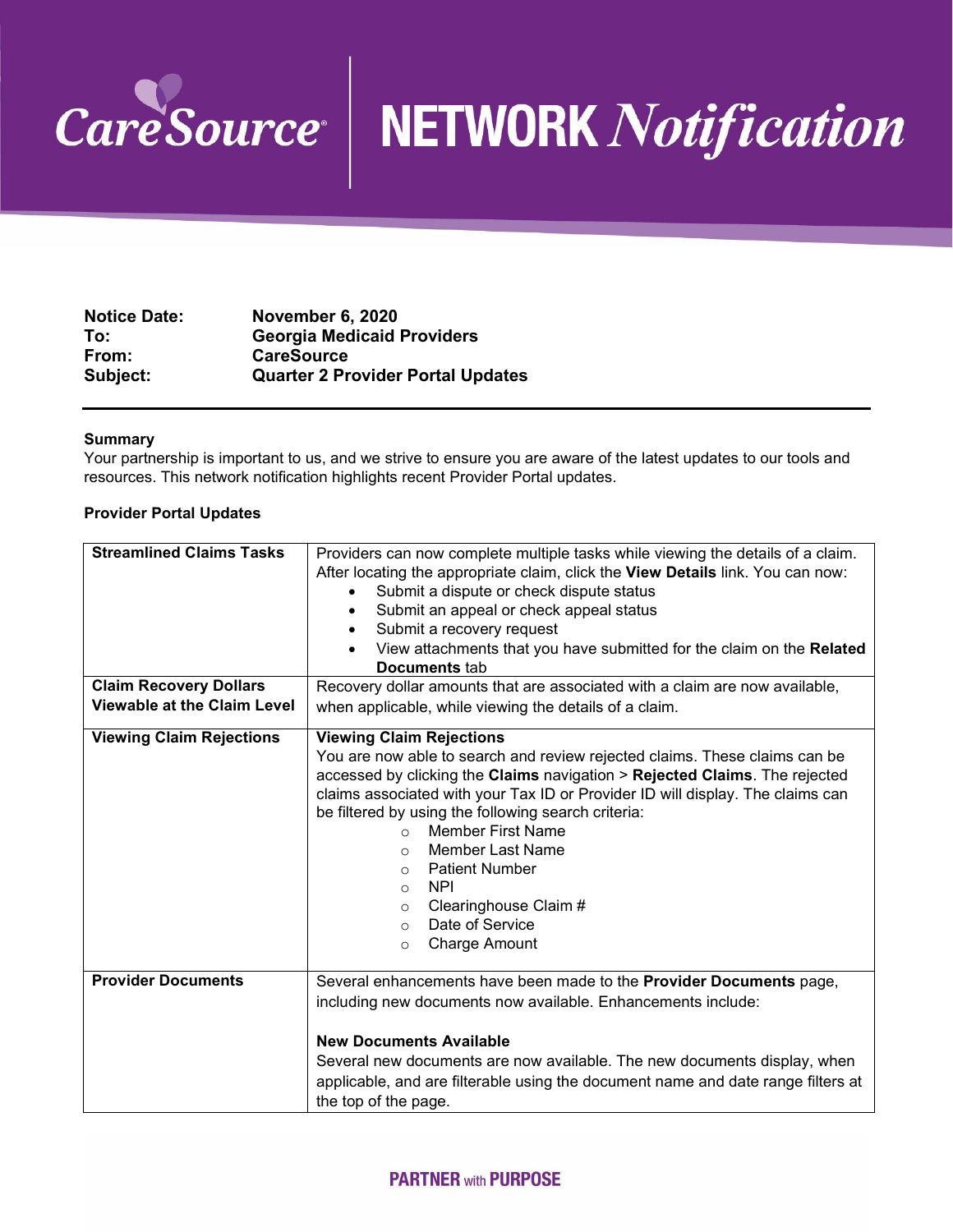# CareSource NETWORK *Notification*

| | |
|---|---|
| **Notice Date:** | **November 6, 2020** |
| **To:** | **Georgia Medicaid Providers** |
| **From:** | **CareSource** |
| **Subject:** | **Quarter 2 Provider Portal Updates** |

---

**Summary**

Your partnership is important to us, and we strive to ensure you are aware of the latest updates to our tools and resources. This network notification highlights recent Provider Portal updates.

**Provider Portal Updates**

| | |
|---|---|
| **Streamlined Claims Tasks** | Providers can now complete multiple tasks while viewing the details of a claim. After locating the appropriate claim, click the **View Details** link. You can now:<br>• Submit a dispute or check dispute status<br>• Submit an appeal or check appeal status<br>• Submit a recovery request<br>• View attachments that you have submitted for the claim on the **Related Documents** tab |
| **Claim Recovery Dollars Viewable at the Claim Level** | Recovery dollar amounts that are associated with a claim are now available, when applicable, while viewing the details of a claim. |
| **Viewing Claim Rejections** | **Viewing Claim Rejections**<br>You are now able to search and review rejected claims. These claims can be accessed by clicking the **Claims** navigation > **Rejected Claims**. The rejected claims associated with your Tax ID or Provider ID will display. The claims can be filtered by using the following search criteria:<br>○ Member First Name<br>○ Member Last Name<br>○ Patient Number<br>○ NPI<br>○ Clearinghouse Claim #<br>○ Date of Service<br>○ Charge Amount |
| **Provider Documents** | Several enhancements have been made to the **Provider Documents** page, including new documents now available. Enhancements include:<br><br>**New Documents Available**<br>Several new documents are now available. The new documents display, when applicable, and are filterable using the document name and date range filters at the top of the page. |

**PARTNER** with **PURPOSE**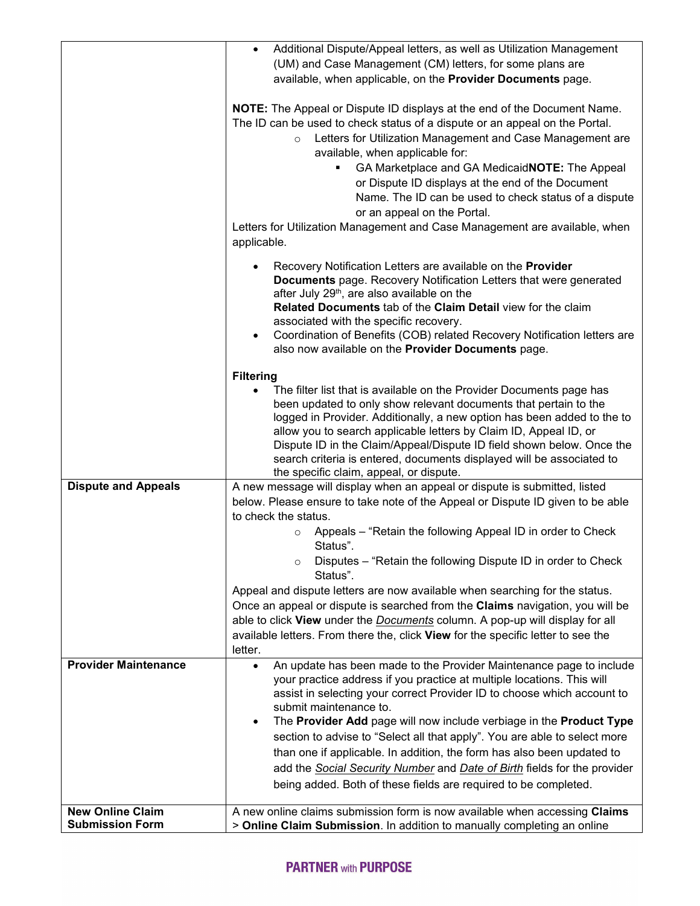| | |
|---|---|
| | • Additional Dispute/Appeal letters, as well as Utilization Management (UM) and Case Management (CM) letters, for some plans are available, when applicable, on the **Provider Documents** page.<br><br>**NOTE:** The Appeal or Dispute ID displays at the end of the Document Name. The ID can be used to check status of a dispute or an appeal on the Portal.<br>&nbsp;&nbsp;&nbsp;&nbsp;○ Letters for Utilization Management and Case Management are available, when applicable for:<br>&nbsp;&nbsp;&nbsp;&nbsp;&nbsp;&nbsp;&nbsp;&nbsp;▪ GA Marketplace and GA Medicaid**NOTE:** The Appeal or Dispute ID displays at the end of the Document Name. The ID can be used to check status of a dispute or an appeal on the Portal.<br>Letters for Utilization Management and Case Management are available, when applicable.<br><br>• Recovery Notification Letters are available on the **Provider Documents** page. Recovery Notification Letters that were generated after July 29th, are also available on the **Related Documents** tab of the **Claim Detail** view for the claim associated with the specific recovery.<br>• Coordination of Benefits (COB) related Recovery Notification letters are also now available on the **Provider Documents** page.<br><br>**Filtering**<br>• The filter list that is available on the Provider Documents page has been updated to only show relevant documents that pertain to the logged in Provider. Additionally, a new option has been added to the to allow you to search applicable letters by Claim ID, Appeal ID, or Dispute ID in the Claim/Appeal/Dispute ID field shown below. Once the search criteria is entered, documents displayed will be associated to the specific claim, appeal, or dispute. |
| **Dispute and Appeals** | A new message will display when an appeal or dispute is submitted, listed below. Please ensure to take note of the Appeal or Dispute ID given to be able to check the status.<br>&nbsp;&nbsp;&nbsp;&nbsp;○ Appeals – "Retain the following Appeal ID in order to Check Status".<br>&nbsp;&nbsp;&nbsp;&nbsp;○ Disputes – "Retain the following Dispute ID in order to Check Status".<br>Appeal and dispute letters are now available when searching for the status. Once an appeal or dispute is searched from the **Claims** navigation, you will be able to click **View** under the *Documents* column. A pop-up will display for all available letters. From there the, click **View** for the specific letter to see the letter. |
| **Provider Maintenance** | • An update has been made to the Provider Maintenance page to include your practice address if you practice at multiple locations. This will assist in selecting your correct Provider ID to choose which account to submit maintenance to.<br>• The **Provider Add** page will now include verbiage in the **Product Type** section to advise to "Select all that apply". You are able to select more than one if applicable. In addition, the form has also been updated to add the *Social Security Number* and *Date of Birth* fields for the provider being added. Both of these fields are required to be completed. |
| **New Online Claim Submission Form** | A new online claims submission form is now available when accessing **Claims** > **Online Claim Submission**. In addition to manually completing an online |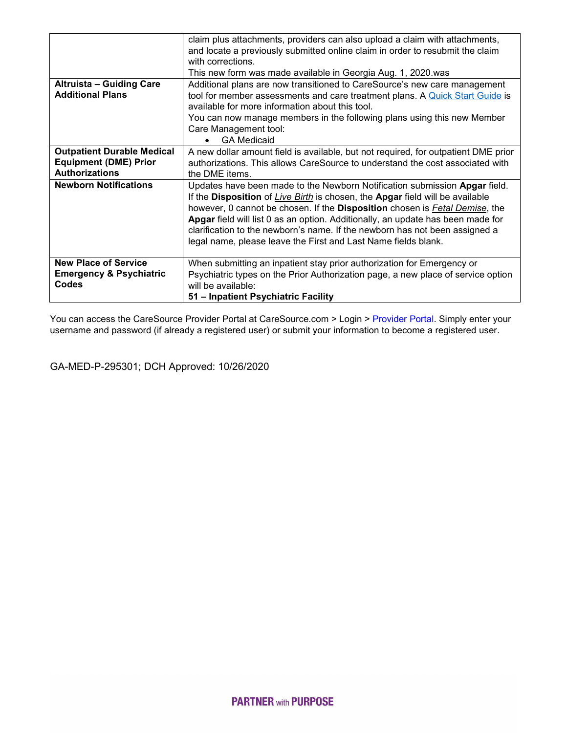| | |
|---|---|
| | claim plus attachments, providers can also upload a claim with attachments, and locate a previously submitted online claim in order to resubmit the claim with corrections.<br>This new form was made available in Georgia Aug. 1, 2020.was |
| **Altruista – Guiding Care Additional Plans** | Additional plans are now transitioned to CareSource's new care management tool for member assessments and care treatment plans. A Quick Start Guide is available for more information about this tool.<br>You can now manage members in the following plans using this new Member Care Management tool:<br>• GA Medicaid |
| **Outpatient Durable Medical Equipment (DME) Prior Authorizations** | A new dollar amount field is available, but not required, for outpatient DME prior authorizations. This allows CareSource to understand the cost associated with the DME items. |
| **Newborn Notifications** | Updates have been made to the Newborn Notification submission **Apgar** field. If the **Disposition** of *Live Birth* is chosen, the **Apgar** field will be available however, 0 cannot be chosen. If the **Disposition** chosen is *Fetal Demise*, the **Apgar** field will list 0 as an option. Additionally, an update has been made for clarification to the newborn's name. If the newborn has not been assigned a legal name, please leave the First and Last Name fields blank. |
| **New Place of Service Emergency & Psychiatric Codes** | When submitting an inpatient stay prior authorization for Emergency or Psychiatric types on the Prior Authorization page, a new place of service option will be available:<br>**51 – Inpatient Psychiatric Facility** |

You can access the CareSource Provider Portal at CareSource.com > Login > Provider Portal. Simply enter your username and password (if already a registered user) or submit your information to become a registered user.

GA-MED-P-295301; DCH Approved: 10/26/2020

**PARTNER** with **PURPOSE**